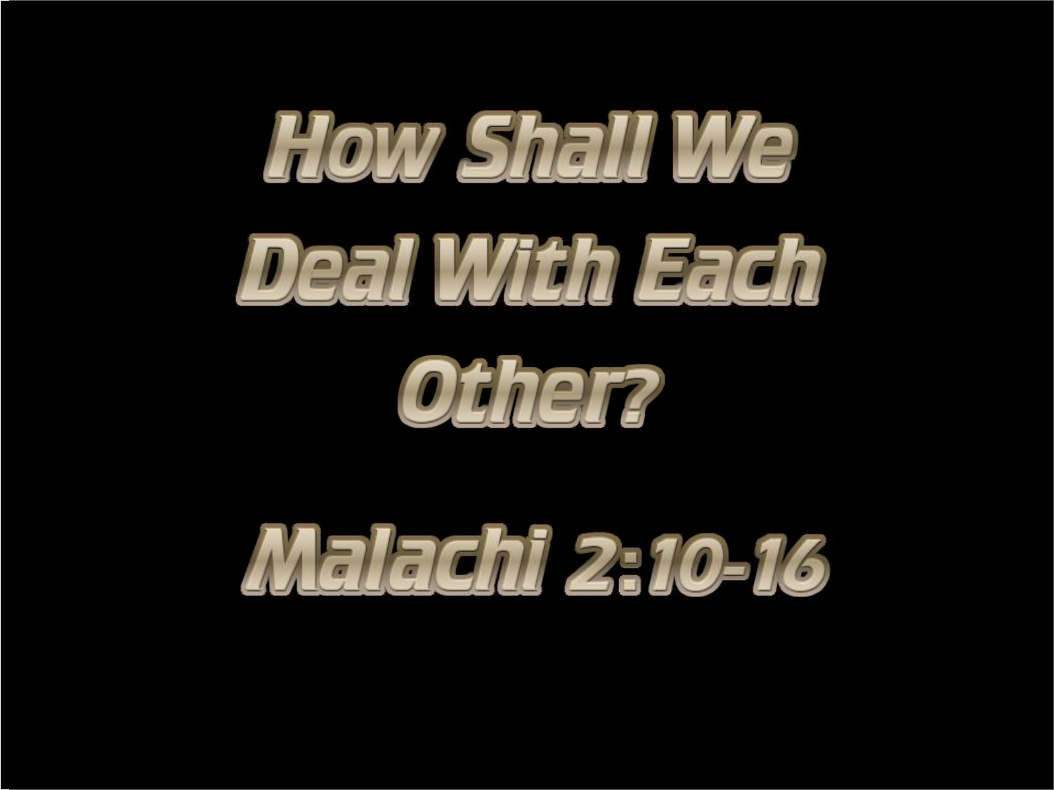# How Shall We Deal With Each Other?

## Malachi 2:10-16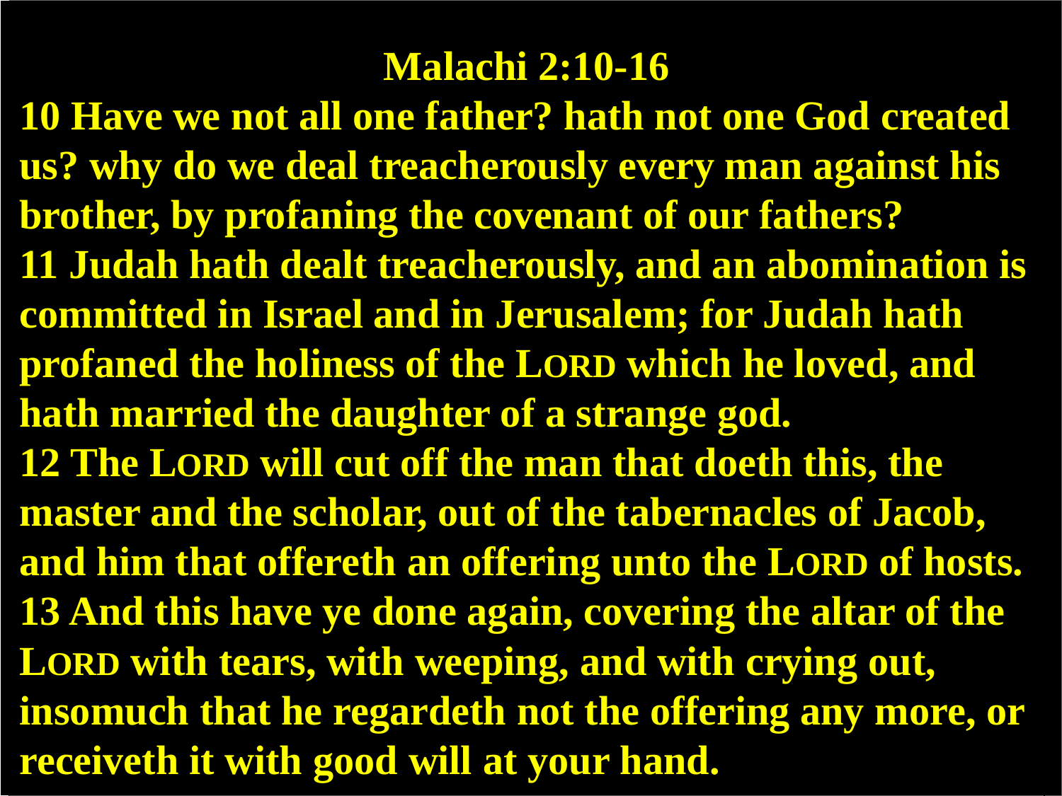# Malachi 2:10-16

**10 Have we not all one father? hath not one God created us? why do we deal treacherously every man against his brother, by profaning the covenant of our fathers?**
**11 Judah hath dealt treacherously, and an abomination is committed in Israel and in Jerusalem; for Judah hath profaned the holiness of the LORD which he loved, and hath married the daughter of a strange god.**
**12 The LORD will cut off the man that doeth this, the master and the scholar, out of the tabernacles of Jacob, and him that offereth an offering unto the LORD of hosts.**
**13 And this have ye done again, covering the altar of the LORD with tears, with weeping, and with crying out, insomuch that he regardeth not the offering any more, or receiveth it with good will at your hand.**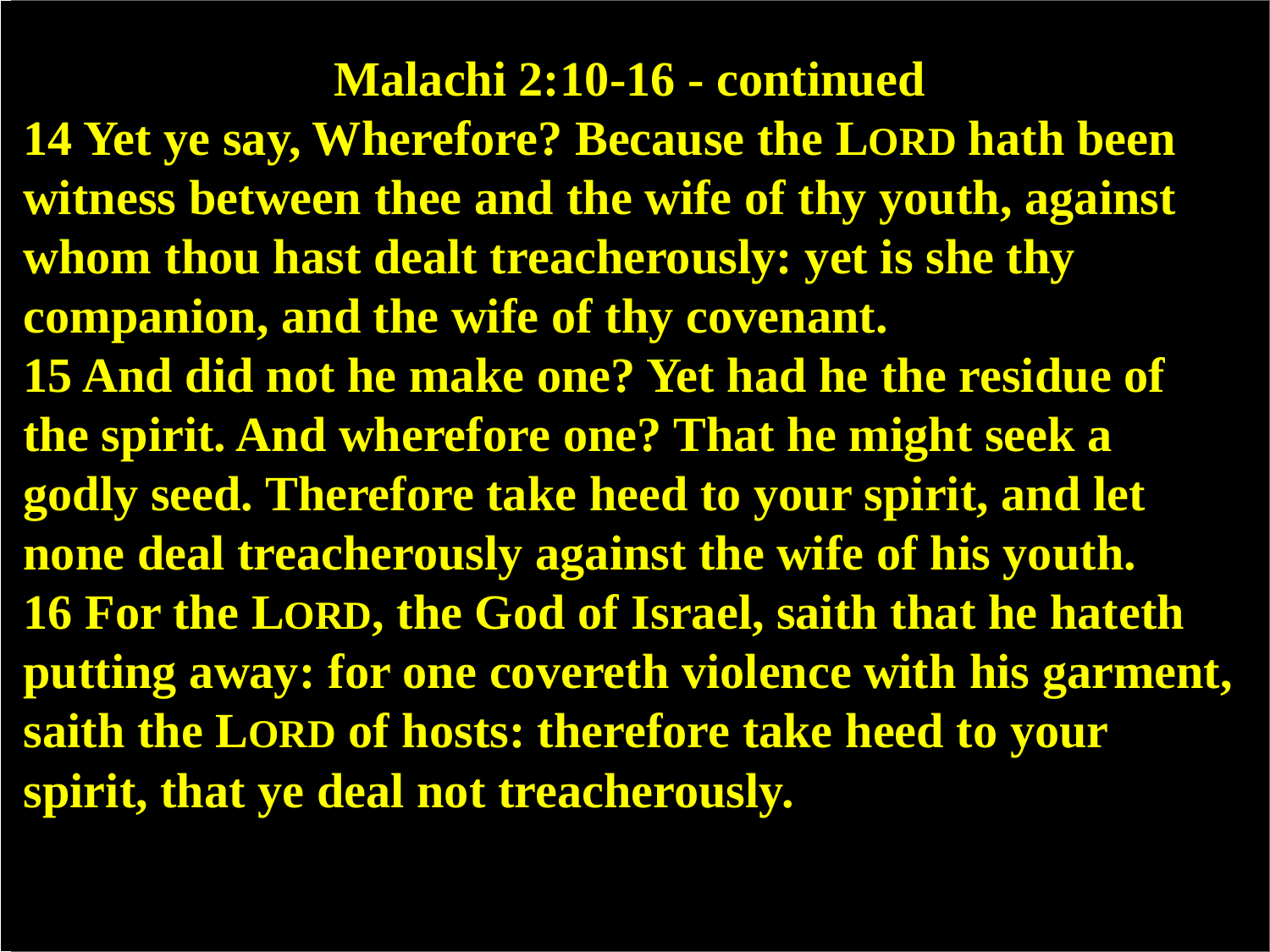# Malachi 2:10-16 - continued

**14 Yet ye say, Wherefore? Because the LORD hath been witness between thee and the wife of thy youth, against whom thou hast dealt treacherously: yet is she thy companion, and the wife of thy covenant.**

**15 And did not he make one? Yet had he the residue of the spirit. And wherefore one? That he might seek a godly seed. Therefore take heed to your spirit, and let none deal treacherously against the wife of his youth.**

**16 For the LORD, the God of Israel, saith that he hateth putting away: for one covereth violence with his garment, saith the LORD of hosts: therefore take heed to your spirit, that ye deal not treacherously.**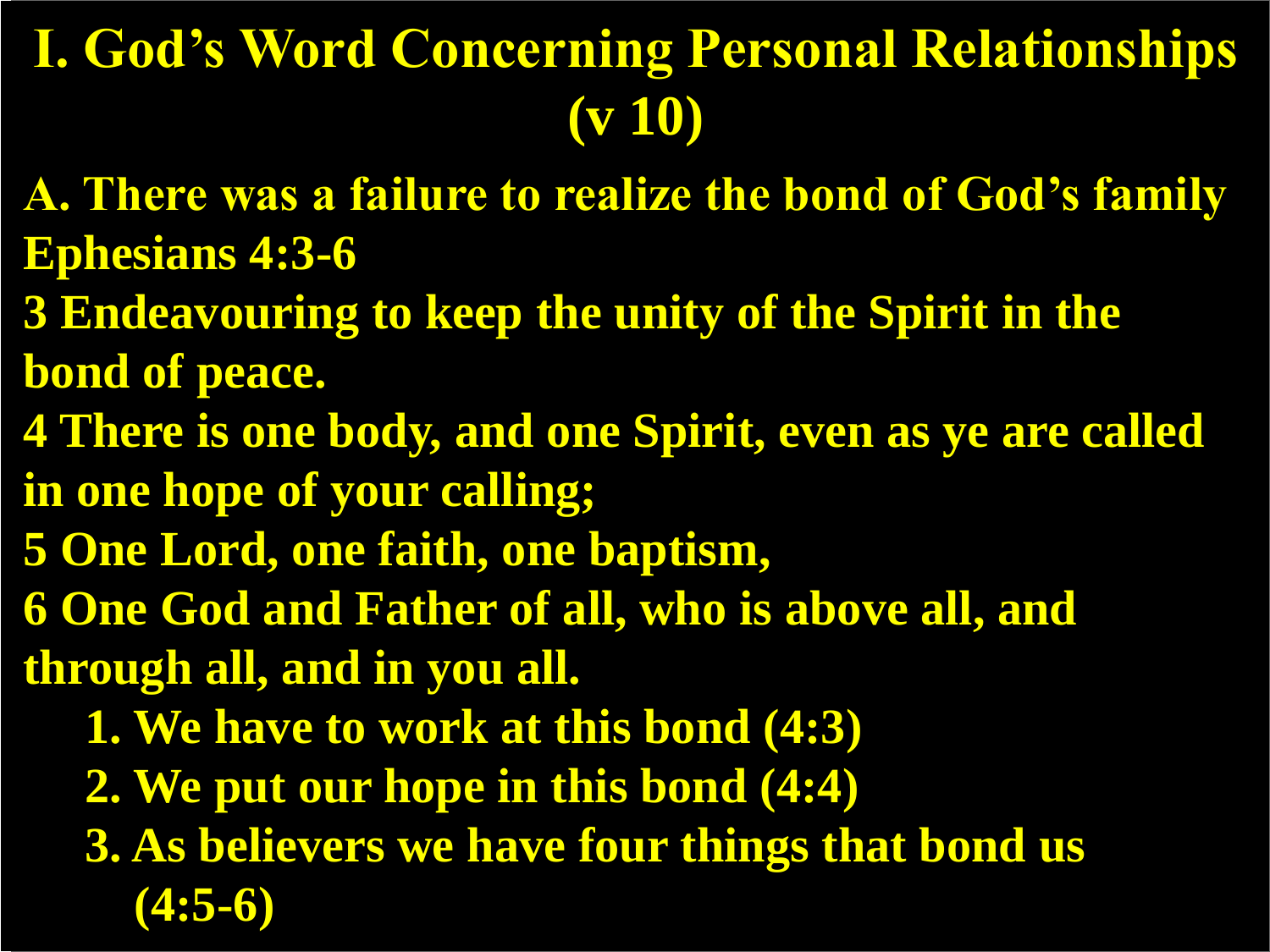# I. God's Word Concerning Personal Relationships (v 10)

**A. There was a failure to realize the bond of God's family**

**Ephesians 4:3-6**

**3 Endeavouring to keep the unity of the Spirit in the bond of peace.**

**4 There is one body, and one Spirit, even as ye are called in one hope of your calling;**

**5 One Lord, one faith, one baptism,**

**6 One God and Father of all, who is above all, and through all, and in you all.**

1. **We have to work at this bond (4:3)**
2. **We put our hope in this bond (4:4)**
3. **As believers we have four things that bond us (4:5-6)**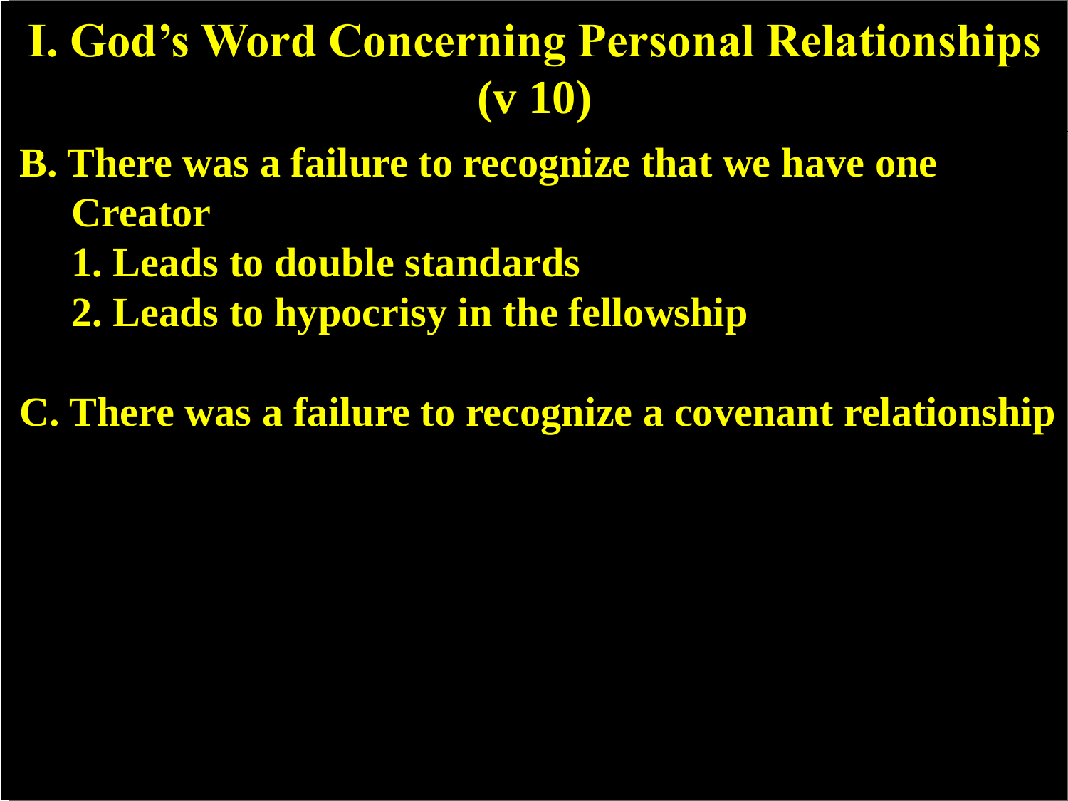# I. God's Word Concerning Personal Relationships (v 10)

**B. There was a failure to recognize that we have one Creator**

1. **Leads to double standards**
2. **Leads to hypocrisy in the fellowship**

**C. There was a failure to recognize a covenant relationship**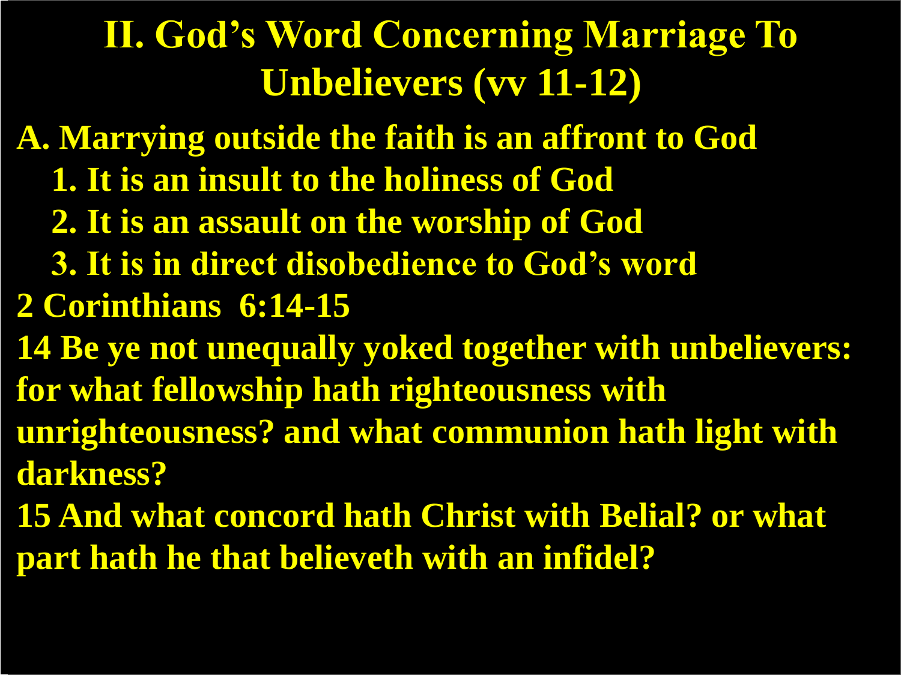# II. God's Word Concerning Marriage To Unbelievers (vv 11-12)

**A. Marrying outside the faith is an affront to God**

1. **It is an insult to the holiness of God**
2. **It is an assault on the worship of God**
3. **It is in direct disobedience to God's word**

**2 Corinthians 6:14-15**

**14 Be ye not unequally yoked together with unbelievers: for what fellowship hath righteousness with unrighteousness? and what communion hath light with darkness?**

**15 And what concord hath Christ with Belial? or what part hath he that believeth with an infidel?**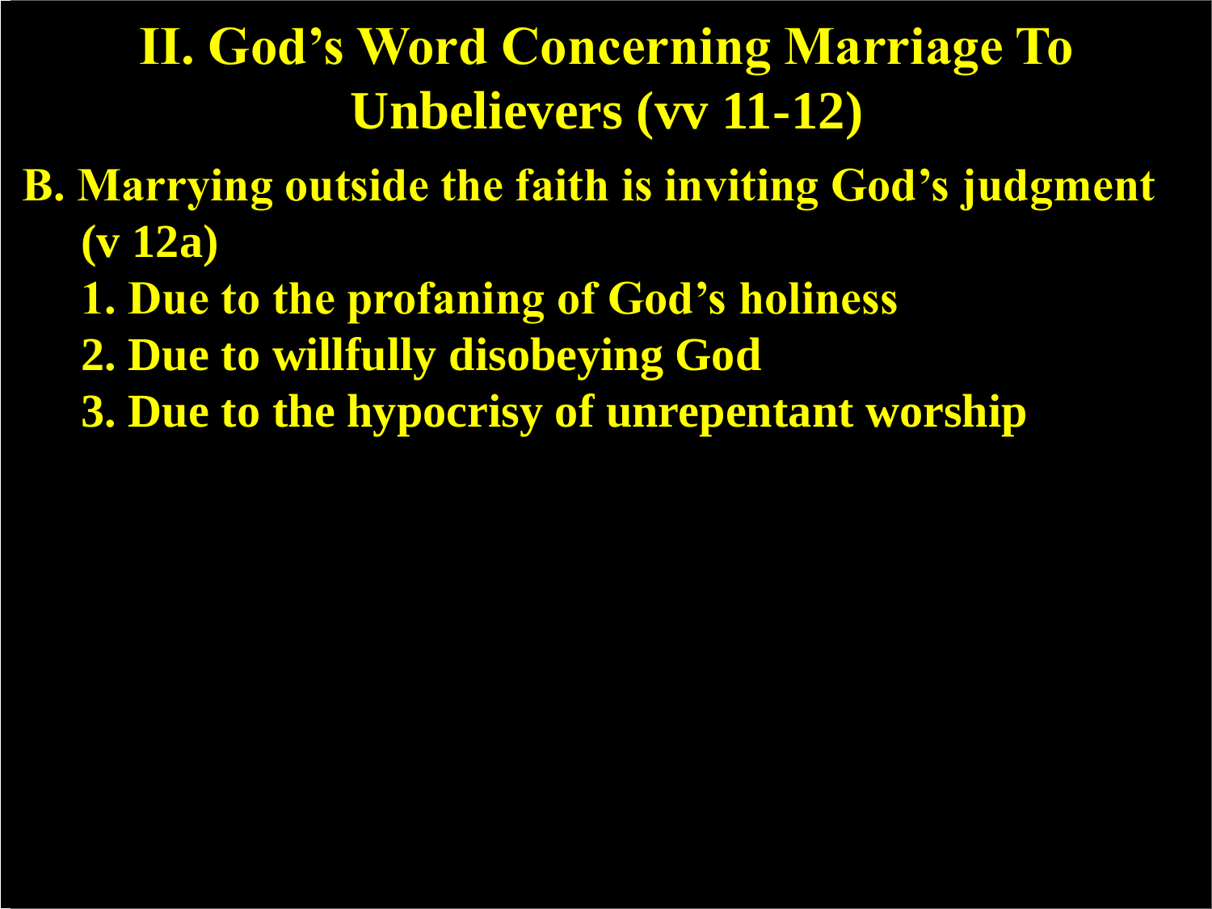# II. God's Word Concerning Marriage To Unbelievers (vv 11-12)

**B. Marrying outside the faith is inviting God's judgment (v 12a)**

1. Due to the profaning of God's holiness
2. Due to willfully disobeying God
3. Due to the hypocrisy of unrepentant worship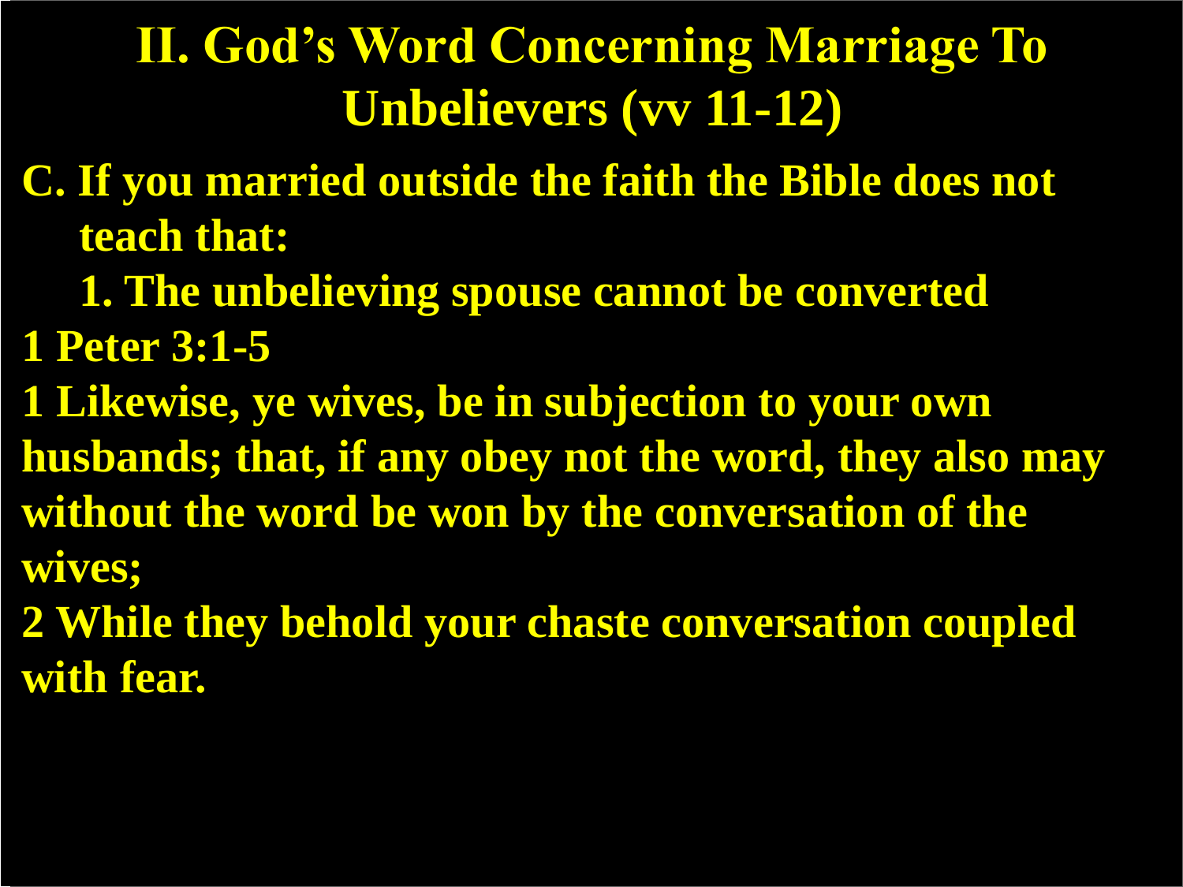# II. God's Word Concerning Marriage To Unbelievers (vv 11-12)

**C. If you married outside the faith the Bible does not teach that:**

**1. The unbelieving spouse cannot be converted**

**1 Peter 3:1-5**

**1 Likewise, ye wives, be in subjection to your own husbands; that, if any obey not the word, they also may without the word be won by the conversation of the wives;**

**2 While they behold your chaste conversation coupled with fear.**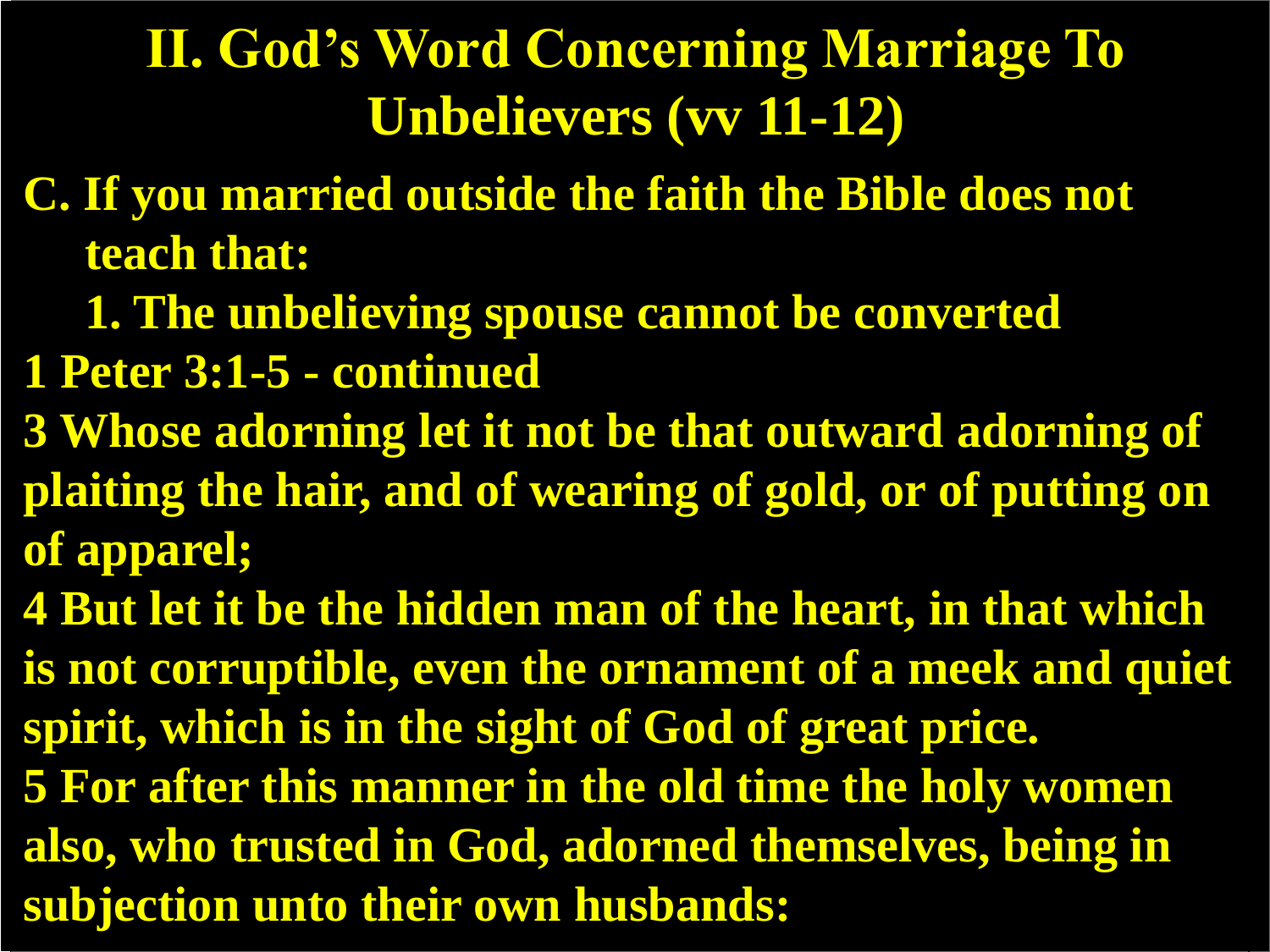# II. God's Word Concerning Marriage To Unbelievers (vv 11-12)

**C. If you married outside the faith the Bible does not teach that:**

**1. The unbelieving spouse cannot be converted**

**1 Peter 3:1-5 - continued**

**3 Whose adorning let it not be that outward adorning of plaiting the hair, and of wearing of gold, or of putting on of apparel;**

**4 But let it be the hidden man of the heart, in that which is not corruptible, even the ornament of a meek and quiet spirit, which is in the sight of God of great price.**

**5 For after this manner in the old time the holy women also, who trusted in God, adorned themselves, being in subjection unto their own husbands:**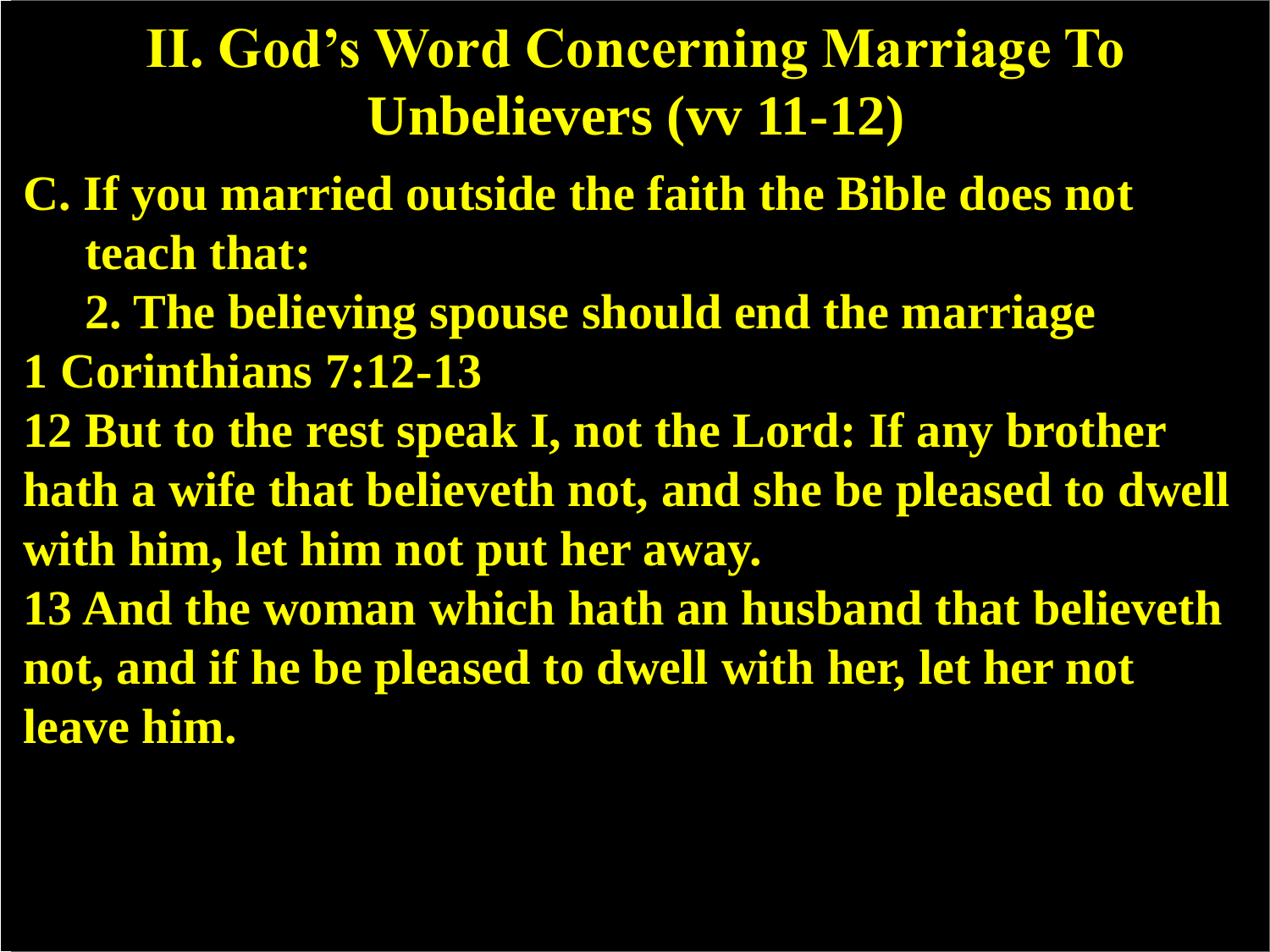# II. God's Word Concerning Marriage To Unbelievers (vv 11-12)

**C. If you married outside the faith the Bible does not teach that:**

**2. The believing spouse should end the marriage**

**1 Corinthians 7:12-13**

**12 But to the rest speak I, not the Lord: If any brother hath a wife that believeth not, and she be pleased to dwell with him, let him not put her away.**

**13 And the woman which hath an husband that believeth not, and if he be pleased to dwell with her, let her not leave him.**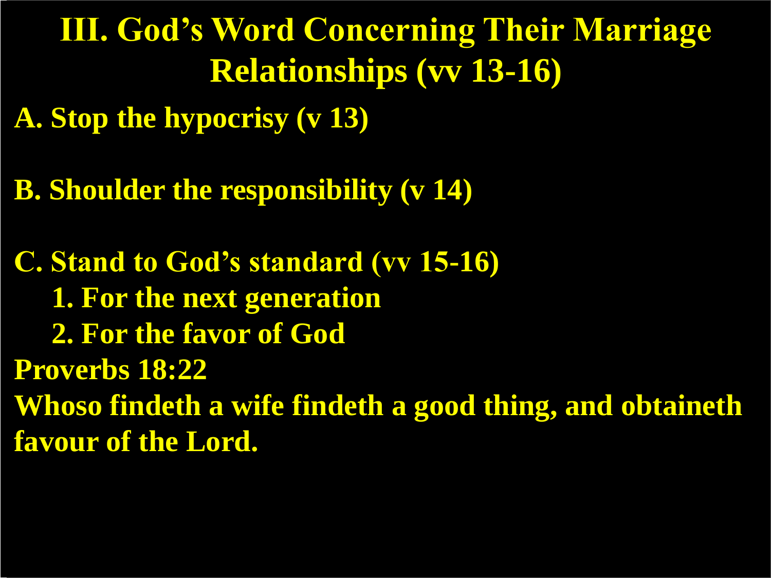# III. God's Word Concerning Their Marriage Relationships (vv 13-16)

**A. Stop the hypocrisy (v 13)**

**B. Shoulder the responsibility (v 14)**

**C. Stand to God's standard (vv 15-16)**

1. **For the next generation**
2. **For the favor of God**

**Proverbs 18:22**

**Whoso findeth a wife findeth a good thing, and obtaineth favour of the Lord.**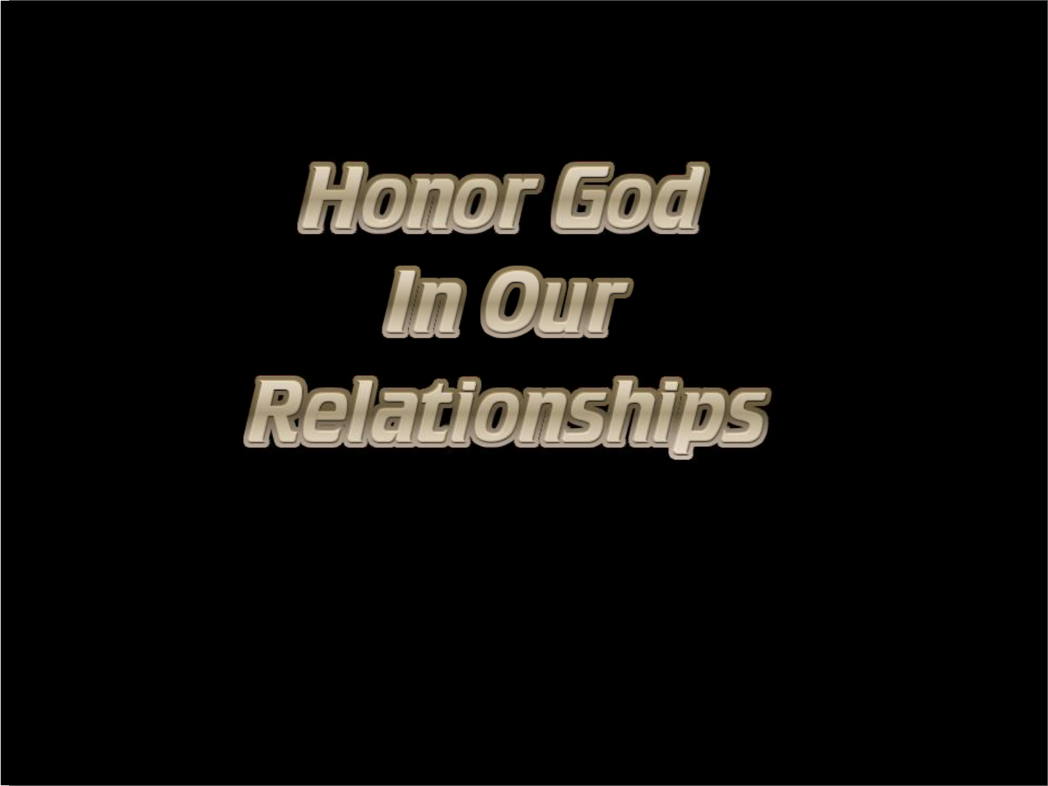# Honor God In Our Relationships